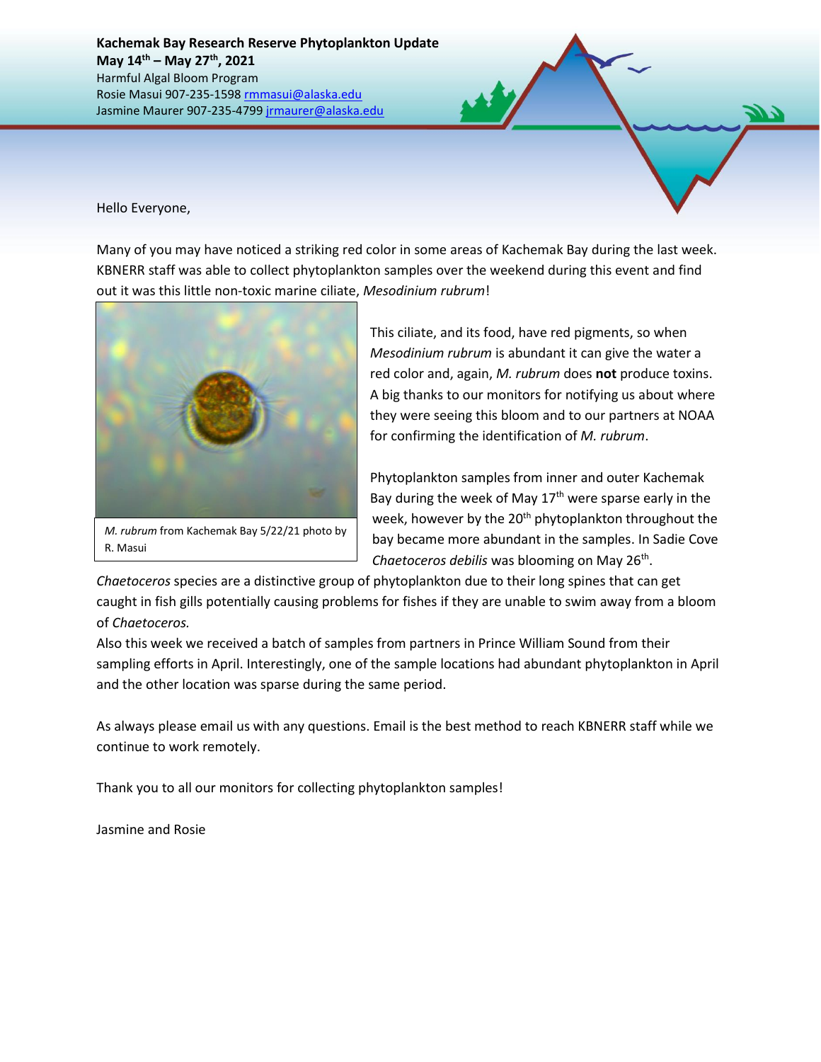**Kachemak Bay Research Reserve Phytoplankton Update**
**May 14th – May 27th, 2021**
Harmful Algal Bloom Program
Rosie Masui 907-235-1598 rmmasui@alaska.edu
Jasmine Maurer 907-235-4799 jrmaurer@alaska.edu

Hello Everyone,

Many of you may have noticed a striking red color in some areas of Kachemak Bay during the last week. KBNERR staff was able to collect phytoplankton samples over the weekend during this event and find out it was this little non-toxic marine ciliate, *Mesodinium rubrum*!

*M. rubrum* from Kachemak Bay 5/22/21 photo by R. Masui

This ciliate, and its food, have red pigments, so when *Mesodinium rubrum* is abundant it can give the water a red color and, again, *M. rubrum* does **not** produce toxins. A big thanks to our monitors for notifying us about where they were seeing this bloom and to our partners at NOAA for confirming the identification of *M. rubrum*.

Phytoplankton samples from inner and outer Kachemak Bay during the week of May 17th were sparse early in the week, however by the 20th phytoplankton throughout the bay became more abundant in the samples. In Sadie Cove *Chaetoceros debilis* was blooming on May 26th. *Chaetoceros* species are a distinctive group of phytoplankton due to their long spines that can get caught in fish gills potentially causing problems for fishes if they are unable to swim away from a bloom of *Chaetoceros.*

Also this week we received a batch of samples from partners in Prince William Sound from their sampling efforts in April. Interestingly, one of the sample locations had abundant phytoplankton in April and the other location was sparse during the same period.

As always please email us with any questions. Email is the best method to reach KBNERR staff while we continue to work remotely.

Thank you to all our monitors for collecting phytoplankton samples!

Jasmine and Rosie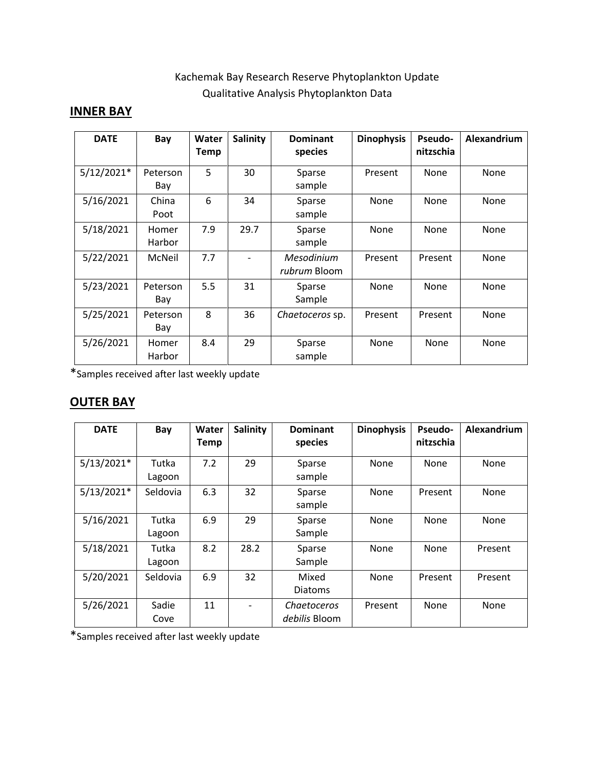Kachemak Bay Research Reserve Phytoplankton Update
Qualitative Analysis Phytoplankton Data

## INNER BAY

| DATE | Bay | Water Temp | Salinity | Dominant species | Dinophysis | Pseudo-nitzschia | Alexandrium |
|---|---|---|---|---|---|---|---|
| 5/12/2021* | Peterson Bay | 5 | 30 | Sparse sample | Present | None | None |
| 5/16/2021 | China Poot | 6 | 34 | Sparse sample | None | None | None |
| 5/18/2021 | Homer Harbor | 7.9 | 29.7 | Sparse sample | None | None | None |
| 5/22/2021 | McNeil | 7.7 | - | *Mesodinium rubrum* Bloom | Present | Present | None |
| 5/23/2021 | Peterson Bay | 5.5 | 31 | Sparse Sample | None | None | None |
| 5/25/2021 | Peterson Bay | 8 | 36 | *Chaetoceros* sp. | Present | Present | None |
| 5/26/2021 | Homer Harbor | 8.4 | 29 | Sparse sample | None | None | None |

*Samples received after last weekly update

## OUTER BAY

| DATE | Bay | Water Temp | Salinity | Dominant species | Dinophysis | Pseudo-nitzschia | Alexandrium |
|---|---|---|---|---|---|---|---|
| 5/13/2021* | Tutka Lagoon | 7.2 | 29 | Sparse sample | None | None | None |
| 5/13/2021* | Seldovia | 6.3 | 32 | Sparse sample | None | Present | None |
| 5/16/2021 | Tutka Lagoon | 6.9 | 29 | Sparse Sample | None | None | None |
| 5/18/2021 | Tutka Lagoon | 8.2 | 28.2 | Sparse Sample | None | None | Present |
| 5/20/2021 | Seldovia | 6.9 | 32 | Mixed Diatoms | None | Present | Present |
| 5/26/2021 | Sadie Cove | 11 | - | *Chaetoceros debilis* Bloom | Present | None | None |

*Samples received after last weekly update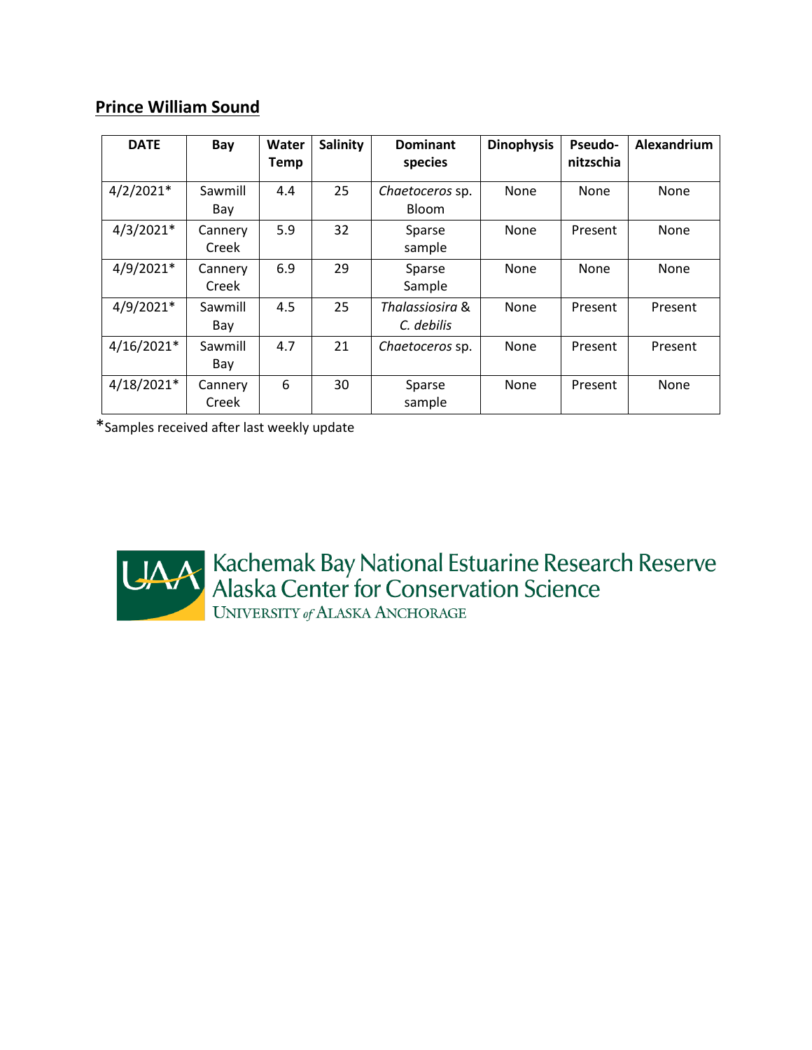## Prince William Sound

| DATE | Bay | Water Temp | Salinity | Dominant species | Dinophysis | Pseudo-nitzschia | Alexandrium |
|---|---|---|---|---|---|---|---|
| 4/2/2021* | Sawmill Bay | 4.4 | 25 | *Chaetoceros* sp. Bloom | None | None | None |
| 4/3/2021* | Cannery Creek | 5.9 | 32 | Sparse sample | None | Present | None |
| 4/9/2021* | Cannery Creek | 6.9 | 29 | Sparse Sample | None | None | None |
| 4/9/2021* | Sawmill Bay | 4.5 | 25 | *Thalassiosira* & *C. debilis* | None | Present | Present |
| 4/16/2021* | Sawmill Bay | 4.7 | 21 | *Chaetoceros* sp. | None | Present | Present |
| 4/18/2021* | Cannery Creek | 6 | 30 | Sparse sample | None | Present | None |

*Samples received after last weekly update

UAA Kachemak Bay National Estuarine Research Reserve
Alaska Center for Conservation Science
University of Alaska Anchorage